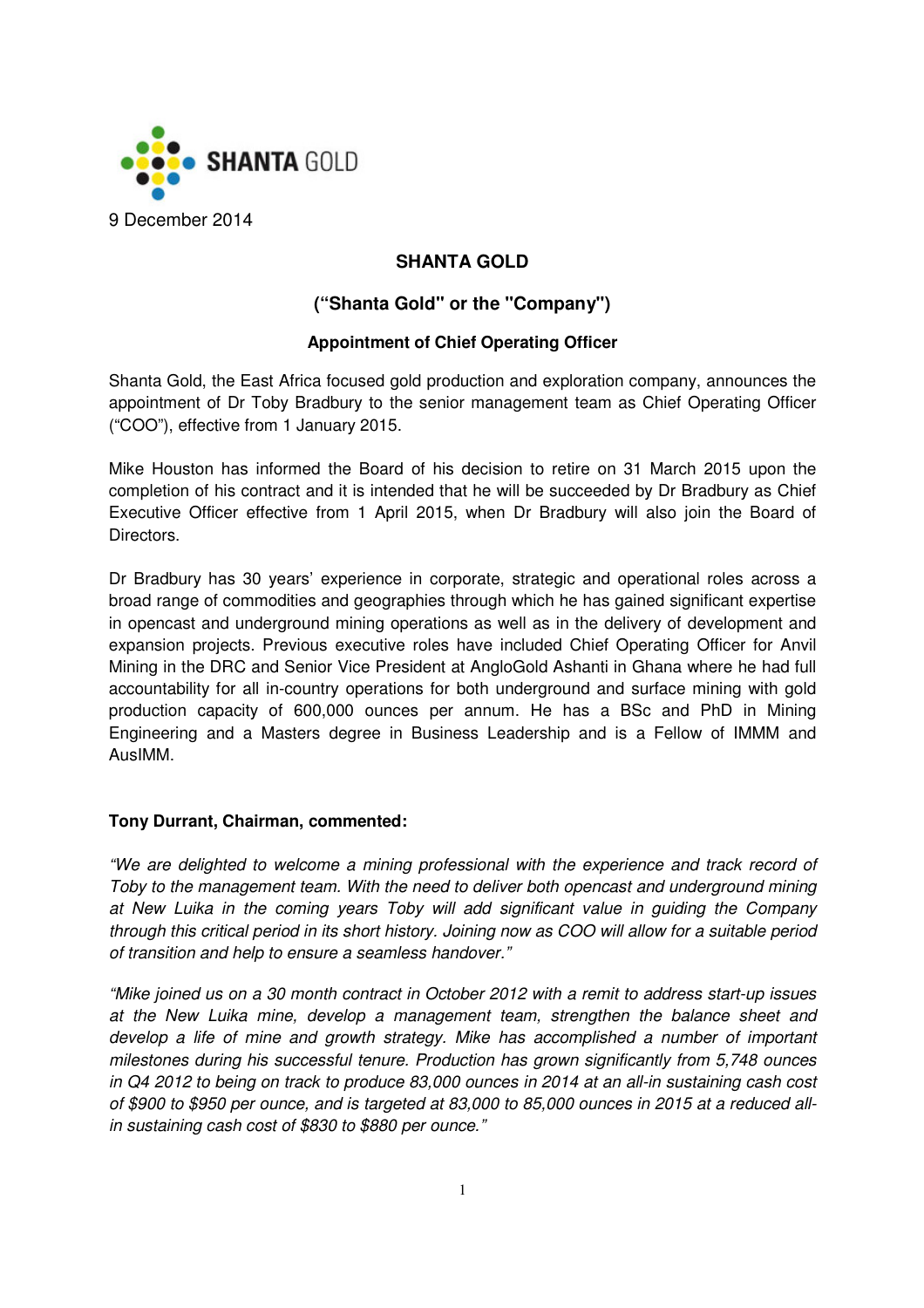SHANTA GOLD

9 December 2014

# SHANTA GOLD

## ("Shanta Gold" or the "Company")

### Appointment of Chief Operating Officer

Shanta Gold, the East Africa focused gold production and exploration company, announces the appointment of Dr Toby Bradbury to the senior management team as Chief Operating Officer ("COO"), effective from 1 January 2015.

Mike Houston has informed the Board of his decision to retire on 31 March 2015 upon the completion of his contract and it is intended that he will be succeeded by Dr Bradbury as Chief Executive Officer effective from 1 April 2015, when Dr Bradbury will also join the Board of Directors.

Dr Bradbury has 30 years' experience in corporate, strategic and operational roles across a broad range of commodities and geographies through which he has gained significant expertise in opencast and underground mining operations as well as in the delivery of development and expansion projects. Previous executive roles have included Chief Operating Officer for Anvil Mining in the DRC and Senior Vice President at AngloGold Ashanti in Ghana where he had full accountability for all in-country operations for both underground and surface mining with gold production capacity of 600,000 ounces per annum. He has a BSc and PhD in Mining Engineering and a Masters degree in Business Leadership and is a Fellow of IMMM and AusIMM.

**Tony Durrant, Chairman, commented:**

*"We are delighted to welcome a mining professional with the experience and track record of Toby to the management team. With the need to deliver both opencast and underground mining at New Luika in the coming years Toby will add significant value in guiding the Company through this critical period in its short history. Joining now as COO will allow for a suitable period of transition and help to ensure a seamless handover."*

*"Mike joined us on a 30 month contract in October 2012 with a remit to address start-up issues at the New Luika mine, develop a management team, strengthen the balance sheet and develop a life of mine and growth strategy. Mike has accomplished a number of important milestones during his successful tenure. Production has grown significantly from 5,748 ounces in Q4 2012 to being on track to produce 83,000 ounces in 2014 at an all-in sustaining cash cost of $900 to $950 per ounce, and is targeted at 83,000 to 85,000 ounces in 2015 at a reduced all-in sustaining cash cost of $830 to $880 per ounce."*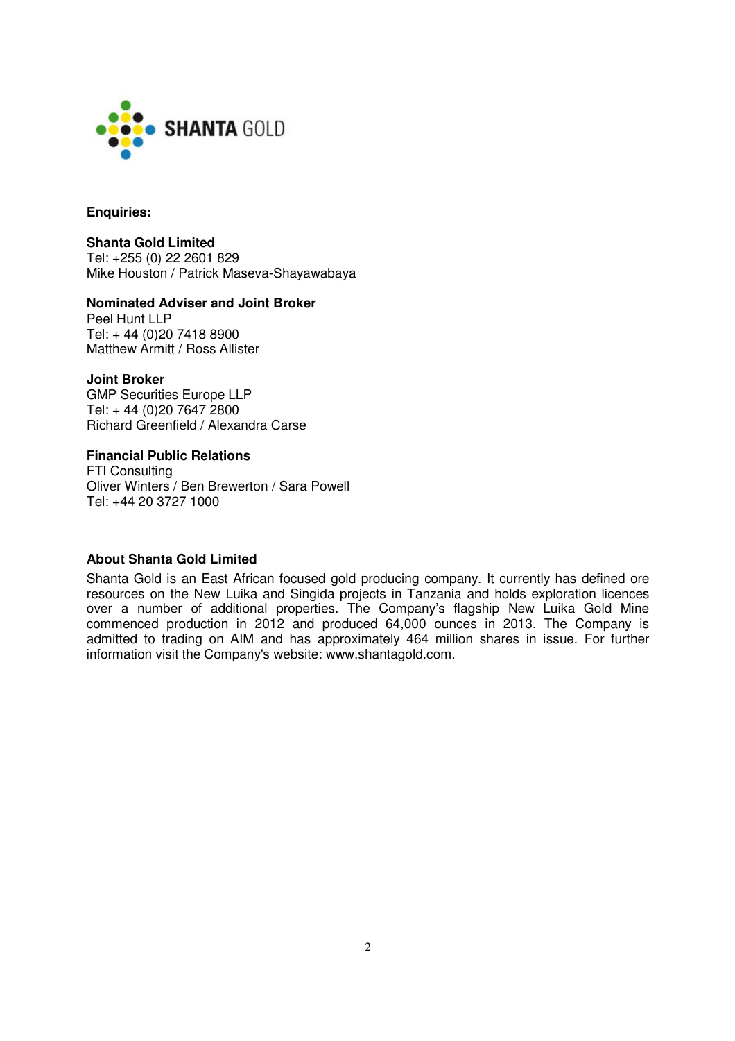SHANTA GOLD

**Enquiries:**

**Shanta Gold Limited**
Tel: +255 (0) 22 2601 829
Mike Houston / Patrick Maseva-Shayawabaya

**Nominated Adviser and Joint Broker**
Peel Hunt LLP
Tel: + 44 (0)20 7418 8900
Matthew Armitt / Ross Allister

**Joint Broker**
GMP Securities Europe LLP
Tel: + 44 (0)20 7647 2800
Richard Greenfield / Alexandra Carse

**Financial Public Relations**
FTI Consulting
Oliver Winters / Ben Brewerton / Sara Powell
Tel: +44 20 3727 1000

**About Shanta Gold Limited**

Shanta Gold is an East African focused gold producing company. It currently has defined ore resources on the New Luika and Singida projects in Tanzania and holds exploration licences over a number of additional properties. The Company's flagship New Luika Gold Mine commenced production in 2012 and produced 64,000 ounces in 2013. The Company is admitted to trading on AIM and has approximately 464 million shares in issue. For further information visit the Company's website: www.shantagold.com.